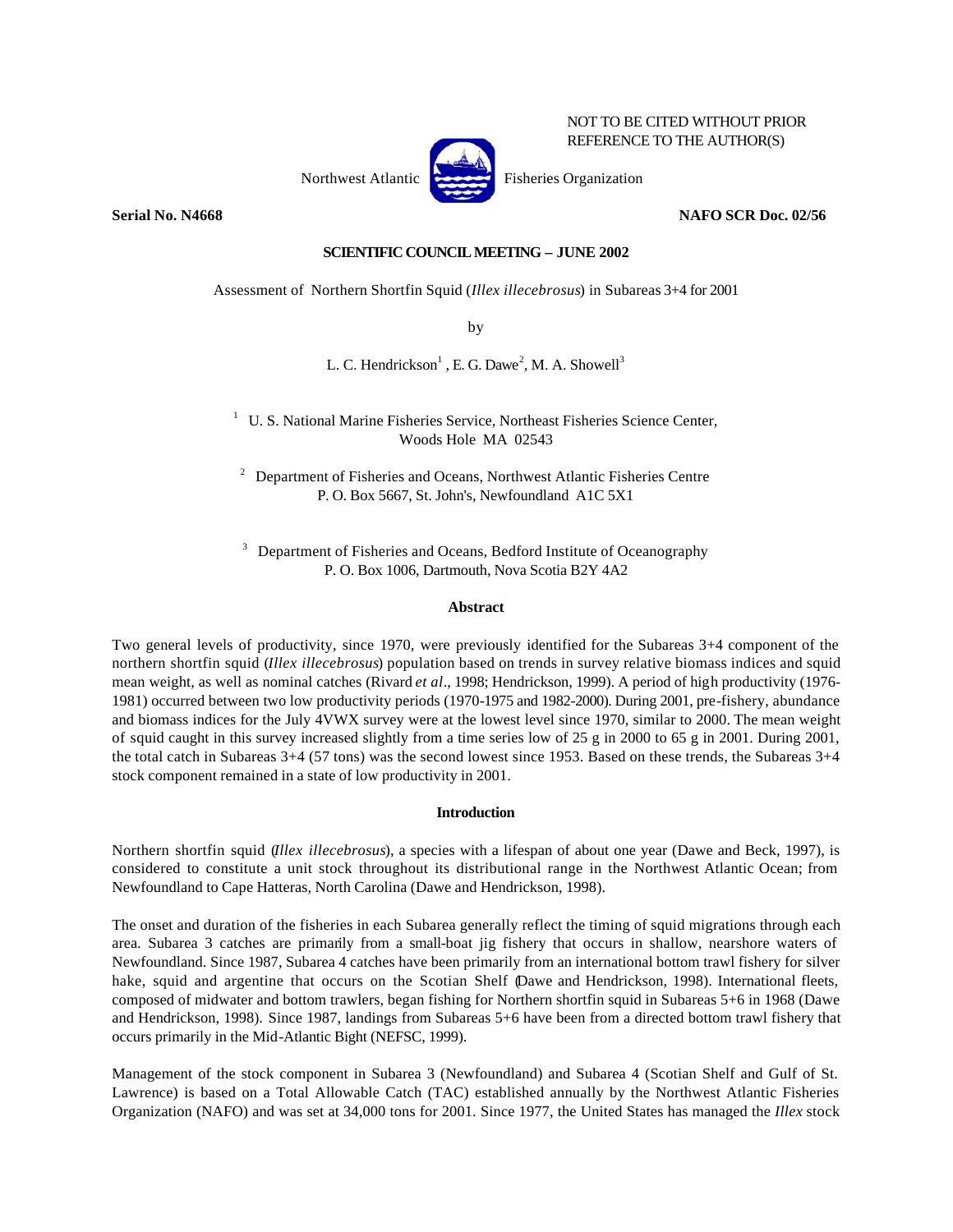NOT TO BE CITED WITHOUT PRIOR REFERENCE TO THE AUTHOR(S)

Northwest Atlantic Fisheries Organization

**Serial No. N4668** **NAFO SCR Doc. 02/56**

**SCIENTIFIC COUNCIL MEETING – JUNE 2002**

Assessment of Northern Shortfin Squid (*Illex illecebrosus*) in Subareas 3+4 for 2001

by

L. C. Hendrickson[1], E. G. Dawe[2], M. A. Showell[3]

[1] U. S. National Marine Fisheries Service, Northeast Fisheries Science Center, Woods Hole MA 02543

[2] Department of Fisheries and Oceans, Northwest Atlantic Fisheries Centre P. O. Box 5667, St. John's, Newfoundland A1C 5X1

[3] Department of Fisheries and Oceans, Bedford Institute of Oceanography P. O. Box 1006, Dartmouth, Nova Scotia B2Y 4A2

**Abstract**

Two general levels of productivity, since 1970, were previously identified for the Subareas 3+4 component of the northern shortfin squid (*Illex illecebrosus*) population based on trends in survey relative biomass indices and squid mean weight, as well as nominal catches (Rivard *et al*., 1998; Hendrickson, 1999). A period of high productivity (1976-1981) occurred between two low productivity periods (1970-1975 and 1982-2000). During 2001, pre-fishery, abundance and biomass indices for the July 4VWX survey were at the lowest level since 1970, similar to 2000. The mean weight of squid caught in this survey increased slightly from a time series low of 25 g in 2000 to 65 g in 2001. During 2001, the total catch in Subareas 3+4 (57 tons) was the second lowest since 1953. Based on these trends, the Subareas 3+4 stock component remained in a state of low productivity in 2001.

**Introduction**

Northern shortfin squid (*Illex illecebrosus*), a species with a lifespan of about one year (Dawe and Beck, 1997), is considered to constitute a unit stock throughout its distributional range in the Northwest Atlantic Ocean; from Newfoundland to Cape Hatteras, North Carolina (Dawe and Hendrickson, 1998).

The onset and duration of the fisheries in each Subarea generally reflect the timing of squid migrations through each area. Subarea 3 catches are primarily from a small-boat jig fishery that occurs in shallow, nearshore waters of Newfoundland. Since 1987, Subarea 4 catches have been primarily from an international bottom trawl fishery for silver hake, squid and argentine that occurs on the Scotian Shelf (Dawe and Hendrickson, 1998). International fleets, composed of midwater and bottom trawlers, began fishing for Northern shortfin squid in Subareas 5+6 in 1968 (Dawe and Hendrickson, 1998). Since 1987, landings from Subareas 5+6 have been from a directed bottom trawl fishery that occurs primarily in the Mid-Atlantic Bight (NEFSC, 1999).

Management of the stock component in Subarea 3 (Newfoundland) and Subarea 4 (Scotian Shelf and Gulf of St. Lawrence) is based on a Total Allowable Catch (TAC) established annually by the Northwest Atlantic Fisheries Organization (NAFO) and was set at 34,000 tons for 2001. Since 1977, the United States has managed the *Illex* stock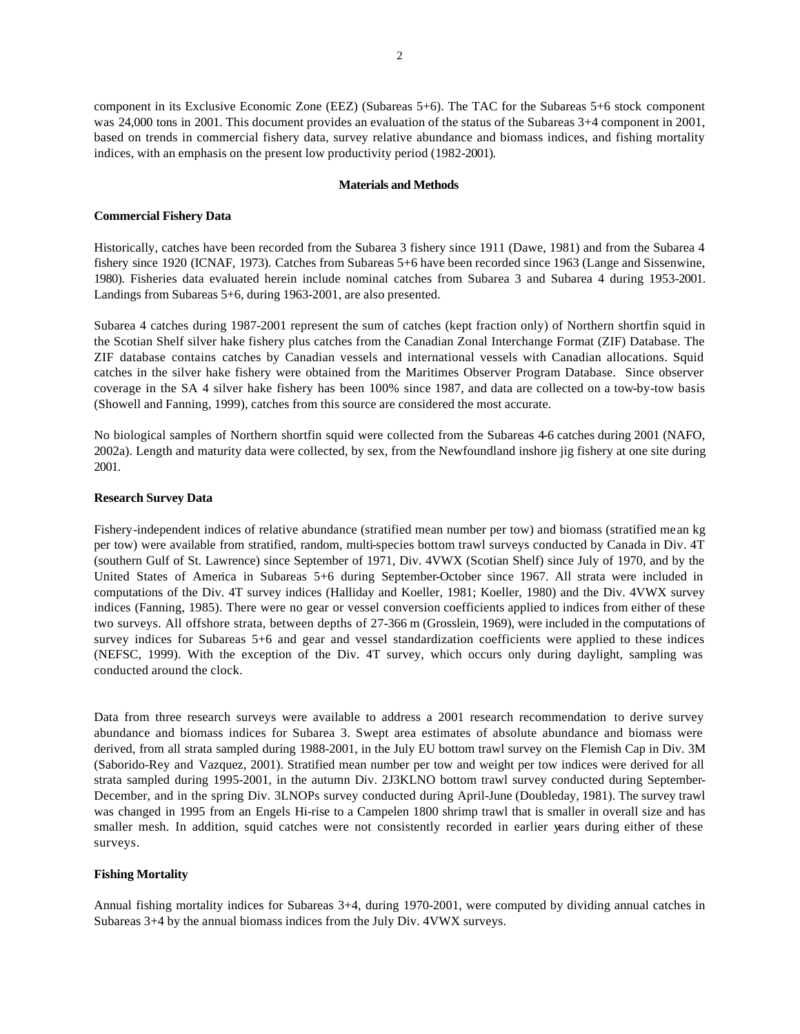component in its Exclusive Economic Zone (EEZ) (Subareas 5+6). The TAC for the Subareas 5+6 stock component was 24,000 tons in 2001. This document provides an evaluation of the status of the Subareas 3+4 component in 2001, based on trends in commercial fishery data, survey relative abundance and biomass indices, and fishing mortality indices, with an emphasis on the present low productivity period (1982-2001).

## Materials and Methods

### Commercial Fishery Data

Historically, catches have been recorded from the Subarea 3 fishery since 1911 (Dawe, 1981) and from the Subarea 4 fishery since 1920 (ICNAF, 1973). Catches from Subareas 5+6 have been recorded since 1963 (Lange and Sissenwine, 1980). Fisheries data evaluated herein include nominal catches from Subarea 3 and Subarea 4 during 1953-2001. Landings from Subareas 5+6, during 1963-2001, are also presented.

Subarea 4 catches during 1987-2001 represent the sum of catches (kept fraction only) of Northern shortfin squid in the Scotian Shelf silver hake fishery plus catches from the Canadian Zonal Interchange Format (ZIF) Database. The ZIF database contains catches by Canadian vessels and international vessels with Canadian allocations. Squid catches in the silver hake fishery were obtained from the Maritimes Observer Program Database. Since observer coverage in the SA 4 silver hake fishery has been 100% since 1987, and data are collected on a tow-by-tow basis (Showell and Fanning, 1999), catches from this source are considered the most accurate.

No biological samples of Northern shortfin squid were collected from the Subareas 4-6 catches during 2001 (NAFO, 2002a). Length and maturity data were collected, by sex, from the Newfoundland inshore jig fishery at one site during 2001.

### Research Survey Data

Fishery-independent indices of relative abundance (stratified mean number per tow) and biomass (stratified mean kg per tow) were available from stratified, random, multi-species bottom trawl surveys conducted by Canada in Div. 4T (southern Gulf of St. Lawrence) since September of 1971, Div. 4VWX (Scotian Shelf) since July of 1970, and by the United States of America in Subareas 5+6 during September-October since 1967. All strata were included in computations of the Div. 4T survey indices (Halliday and Koeller, 1981; Koeller, 1980) and the Div. 4VWX survey indices (Fanning, 1985). There were no gear or vessel conversion coefficients applied to indices from either of these two surveys. All offshore strata, between depths of 27-366 m (Grosslein, 1969), were included in the computations of survey indices for Subareas 5+6 and gear and vessel standardization coefficients were applied to these indices (NEFSC, 1999). With the exception of the Div. 4T survey, which occurs only during daylight, sampling was conducted around the clock.

Data from three research surveys were available to address a 2001 research recommendation to derive survey abundance and biomass indices for Subarea 3. Swept area estimates of absolute abundance and biomass were derived, from all strata sampled during 1988-2001, in the July EU bottom trawl survey on the Flemish Cap in Div. 3M (Saborido-Rey and Vazquez, 2001). Stratified mean number per tow and weight per tow indices were derived for all strata sampled during 1995-2001, in the autumn Div. 2J3KLNO bottom trawl survey conducted during September-December, and in the spring Div. 3LNOPs survey conducted during April-June (Doubleday, 1981). The survey trawl was changed in 1995 from an Engels Hi-rise to a Campelen 1800 shrimp trawl that is smaller in overall size and has smaller mesh. In addition, squid catches were not consistently recorded in earlier years during either of these surveys.

### Fishing Mortality

Annual fishing mortality indices for Subareas 3+4, during 1970-2001, were computed by dividing annual catches in Subareas 3+4 by the annual biomass indices from the July Div. 4VWX surveys.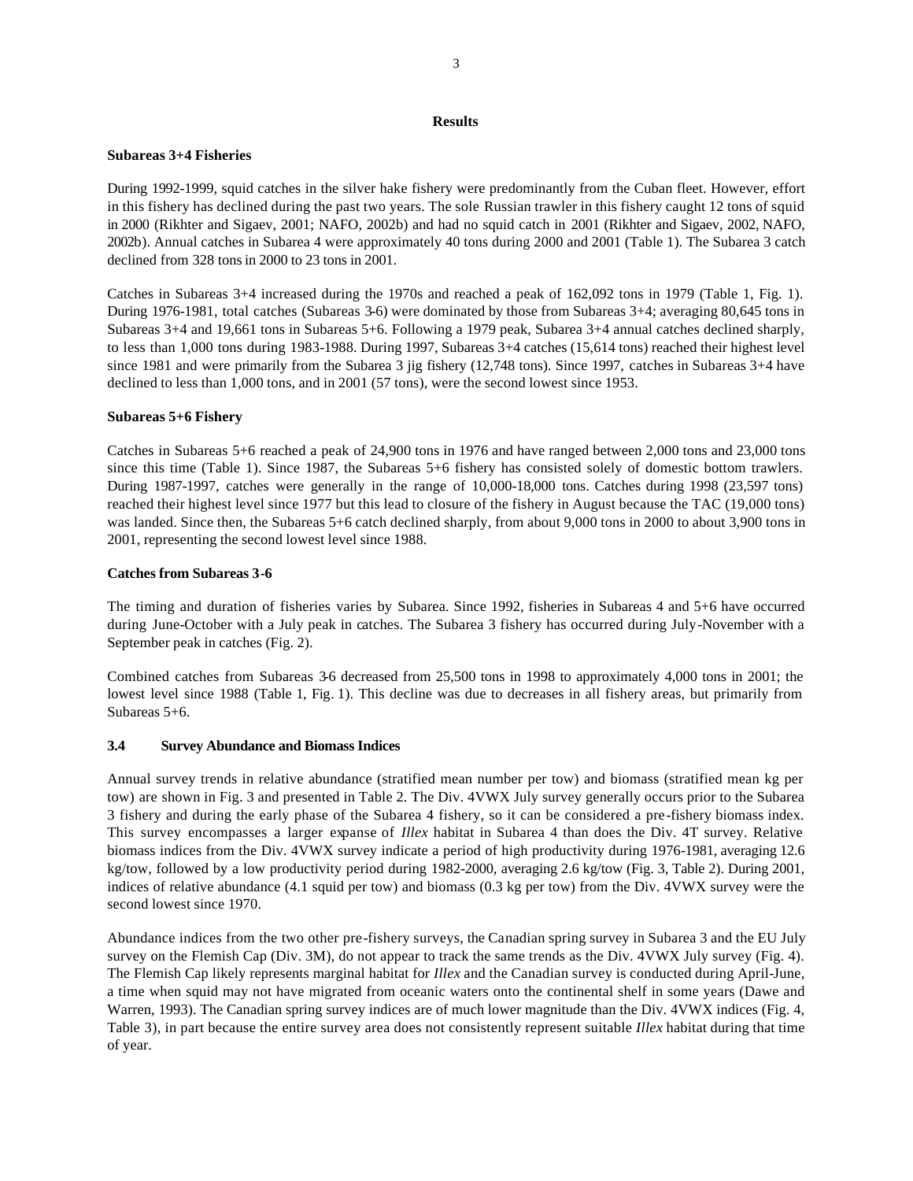## Results

### Subareas 3+4 Fisheries

During 1992-1999, squid catches in the silver hake fishery were predominantly from the Cuban fleet. However, effort in this fishery has declined during the past two years. The sole Russian trawler in this fishery caught 12 tons of squid in 2000 (Rikhter and Sigaev, 2001; NAFO, 2002b) and had no squid catch in 2001 (Rikhter and Sigaev, 2002, NAFO, 2002b). Annual catches in Subarea 4 were approximately 40 tons during 2000 and 2001 (Table 1). The Subarea 3 catch declined from 328 tons in 2000 to 23 tons in 2001.

Catches in Subareas 3+4 increased during the 1970s and reached a peak of 162,092 tons in 1979 (Table 1, Fig. 1). During 1976-1981, total catches (Subareas 3-6) were dominated by those from Subareas 3+4; averaging 80,645 tons in Subareas 3+4 and 19,661 tons in Subareas 5+6. Following a 1979 peak, Subarea 3+4 annual catches declined sharply, to less than 1,000 tons during 1983-1988. During 1997, Subareas 3+4 catches (15,614 tons) reached their highest level since 1981 and were primarily from the Subarea 3 jig fishery (12,748 tons). Since 1997, catches in Subareas 3+4 have declined to less than 1,000 tons, and in 2001 (57 tons), were the second lowest since 1953.

### Subareas 5+6 Fishery

Catches in Subareas 5+6 reached a peak of 24,900 tons in 1976 and have ranged between 2,000 tons and 23,000 tons since this time (Table 1). Since 1987, the Subareas 5+6 fishery has consisted solely of domestic bottom trawlers. During 1987-1997, catches were generally in the range of 10,000-18,000 tons. Catches during 1998 (23,597 tons) reached their highest level since 1977 but this lead to closure of the fishery in August because the TAC (19,000 tons) was landed. Since then, the Subareas 5+6 catch declined sharply, from about 9,000 tons in 2000 to about 3,900 tons in 2001, representing the second lowest level since 1988.

### Catches from Subareas 3-6

The timing and duration of fisheries varies by Subarea. Since 1992, fisheries in Subareas 4 and 5+6 have occurred during June-October with a July peak in catches. The Subarea 3 fishery has occurred during July-November with a September peak in catches (Fig. 2).

Combined catches from Subareas 3-6 decreased from 25,500 tons in 1998 to approximately 4,000 tons in 2001; the lowest level since 1988 (Table 1, Fig. 1). This decline was due to decreases in all fishery areas, but primarily from Subareas 5+6.

### 3.4 Survey Abundance and Biomass Indices

Annual survey trends in relative abundance (stratified mean number per tow) and biomass (stratified mean kg per tow) are shown in Fig. 3 and presented in Table 2. The Div. 4VWX July survey generally occurs prior to the Subarea 3 fishery and during the early phase of the Subarea 4 fishery, so it can be considered a pre-fishery biomass index. This survey encompasses a larger expanse of *Illex* habitat in Subarea 4 than does the Div. 4T survey. Relative biomass indices from the Div. 4VWX survey indicate a period of high productivity during 1976-1981, averaging 12.6 kg/tow, followed by a low productivity period during 1982-2000, averaging 2.6 kg/tow (Fig. 3, Table 2). During 2001, indices of relative abundance (4.1 squid per tow) and biomass (0.3 kg per tow) from the Div. 4VWX survey were the second lowest since 1970.

Abundance indices from the two other pre-fishery surveys, the Canadian spring survey in Subarea 3 and the EU July survey on the Flemish Cap (Div. 3M), do not appear to track the same trends as the Div. 4VWX July survey (Fig. 4). The Flemish Cap likely represents marginal habitat for *Illex* and the Canadian survey is conducted during April-June, a time when squid may not have migrated from oceanic waters onto the continental shelf in some years (Dawe and Warren, 1993). The Canadian spring survey indices are of much lower magnitude than the Div. 4VWX indices (Fig. 4, Table 3), in part because the entire survey area does not consistently represent suitable *Illex* habitat during that time of year.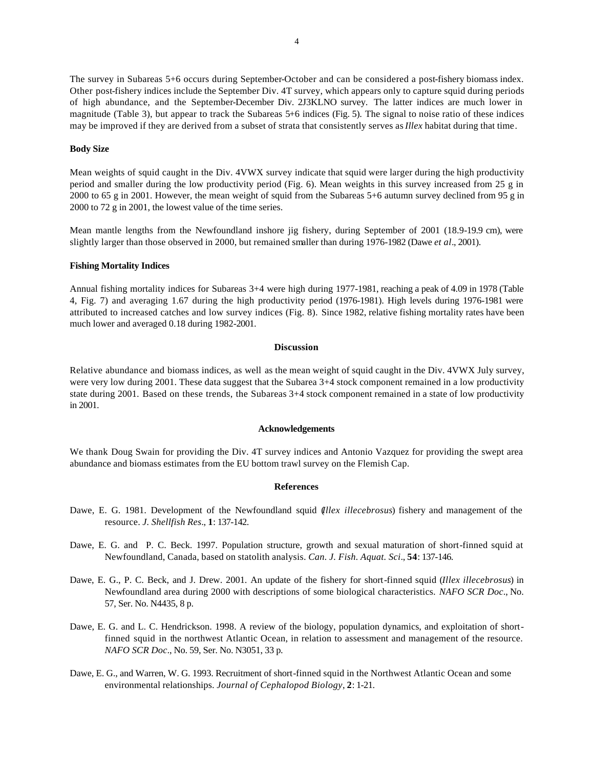The survey in Subareas 5+6 occurs during September-October and can be considered a post-fishery biomass index. Other post-fishery indices include the September Div. 4T survey, which appears only to capture squid during periods of high abundance, and the September-December Div. 2J3KLNO survey. The latter indices are much lower in magnitude (Table 3), but appear to track the Subareas 5+6 indices (Fig. 5). The signal to noise ratio of these indices may be improved if they are derived from a subset of strata that consistently serves as *Illex* habitat during that time.

**Body Size**

Mean weights of squid caught in the Div. 4VWX survey indicate that squid were larger during the high productivity period and smaller during the low productivity period (Fig. 6). Mean weights in this survey increased from 25 g in 2000 to 65 g in 2001. However, the mean weight of squid from the Subareas 5+6 autumn survey declined from 95 g in 2000 to 72 g in 2001, the lowest value of the time series.

Mean mantle lengths from the Newfoundland inshore jig fishery, during September of 2001 (18.9-19.9 cm), were slightly larger than those observed in 2000, but remained smaller than during 1976-1982 (Dawe *et al*., 2001).

**Fishing Mortality Indices**

Annual fishing mortality indices for Subareas 3+4 were high during 1977-1981, reaching a peak of 4.09 in 1978 (Table 4, Fig. 7) and averaging 1.67 during the high productivity period (1976-1981). High levels during 1976-1981 were attributed to increased catches and low survey indices (Fig. 8). Since 1982, relative fishing mortality rates have been much lower and averaged 0.18 during 1982-2001.

## Discussion

Relative abundance and biomass indices, as well as the mean weight of squid caught in the Div. 4VWX July survey, were very low during 2001. These data suggest that the Subarea 3+4 stock component remained in a low productivity state during 2001. Based on these trends, the Subareas 3+4 stock component remained in a state of low productivity in 2001.

## Acknowledgements

We thank Doug Swain for providing the Div. 4T survey indices and Antonio Vazquez for providing the swept area abundance and biomass estimates from the EU bottom trawl survey on the Flemish Cap.

## References

Dawe, E. G. 1981. Development of the Newfoundland squid (*Illex illecebrosus*) fishery and management of the resource. *J. Shellfish Res*., **1**: 137-142.

Dawe, E. G. and P. C. Beck. 1997. Population structure, growth and sexual maturation of short-finned squid at Newfoundland, Canada, based on statolith analysis. *Can. J. Fish. Aquat. Sci*., **54**: 137-146.

Dawe, E. G., P. C. Beck, and J. Drew. 2001. An update of the fishery for short-finned squid (*Illex illecebrosus*) in Newfoundland area during 2000 with descriptions of some biological characteristics. *NAFO SCR Doc*., No. 57, Ser. No. N4435, 8 p.

Dawe, E. G. and L. C. Hendrickson. 1998. A review of the biology, population dynamics, and exploitation of short-finned squid in the northwest Atlantic Ocean, in relation to assessment and management of the resource. *NAFO SCR Doc*., No. 59, Ser. No. N3051, 33 p.

Dawe, E. G., and Warren, W. G. 1993. Recruitment of short-finned squid in the Northwest Atlantic Ocean and some environmental relationships. *Journal of Cephalopod Biology*, **2**: 1-21.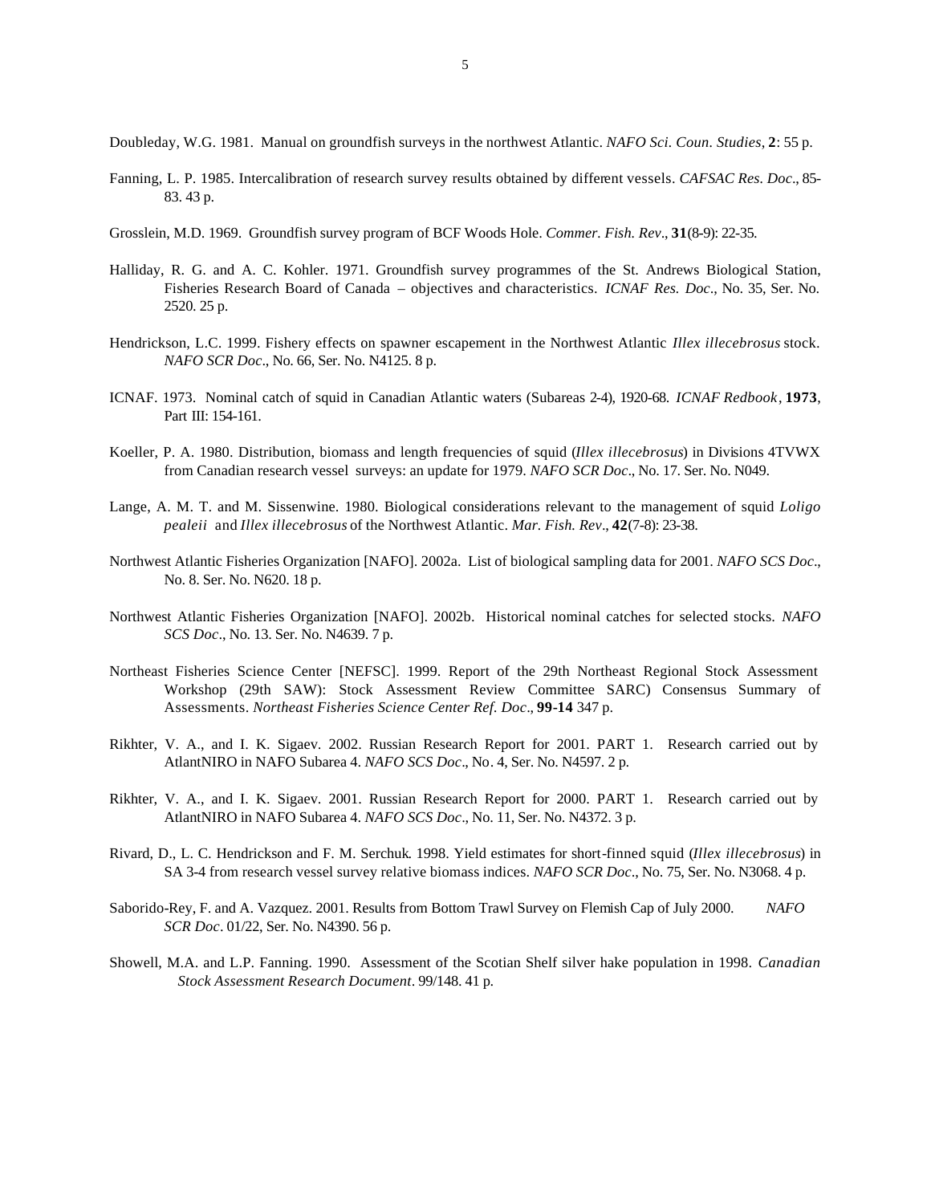Doubleday, W.G. 1981. Manual on groundfish surveys in the northwest Atlantic. *NAFO Sci. Coun. Studies*, **2**: 55 p.

Fanning, L. P. 1985. Intercalibration of research survey results obtained by different vessels. *CAFSAC Res. Doc*., 85-83. 43 p.

Grosslein, M.D. 1969. Groundfish survey program of BCF Woods Hole. *Commer. Fish. Rev*., **31**(8-9): 22-35.

Halliday, R. G. and A. C. Kohler. 1971. Groundfish survey programmes of the St. Andrews Biological Station, Fisheries Research Board of Canada – objectives and characteristics. *ICNAF Res. Doc*., No. 35, Ser. No. 2520. 25 p.

Hendrickson, L.C. 1999. Fishery effects on spawner escapement in the Northwest Atlantic *Illex illecebrosus* stock. *NAFO SCR Doc*., No. 66, Ser. No. N4125. 8 p.

ICNAF. 1973. Nominal catch of squid in Canadian Atlantic waters (Subareas 2-4), 1920-68. *ICNAF Redbook*, **1973**, Part III: 154-161.

Koeller, P. A. 1980. Distribution, biomass and length frequencies of squid (*Illex illecebrosus*) in Divisions 4TVWX from Canadian research vessel surveys: an update for 1979. *NAFO SCR Doc*., No. 17. Ser. No. N049.

Lange, A. M. T. and M. Sissenwine. 1980. Biological considerations relevant to the management of squid *Loligo pealeii* and *Illex illecebrosus* of the Northwest Atlantic. *Mar. Fish. Rev*., **42**(7-8): 23-38.

Northwest Atlantic Fisheries Organization [NAFO]. 2002a. List of biological sampling data for 2001. *NAFO SCS Doc*., No. 8. Ser. No. N620. 18 p.

Northwest Atlantic Fisheries Organization [NAFO]. 2002b. Historical nominal catches for selected stocks. *NAFO SCS Doc*., No. 13. Ser. No. N4639. 7 p.

Northeast Fisheries Science Center [NEFSC]. 1999. Report of the 29th Northeast Regional Stock Assessment Workshop (29th SAW): Stock Assessment Review Committee SARC) Consensus Summary of Assessments. *Northeast Fisheries Science Center Ref. Doc*., **99-14** 347 p.

Rikhter, V. A., and I. K. Sigaev. 2002. Russian Research Report for 2001. PART 1. Research carried out by AtlantNIRO in NAFO Subarea 4. *NAFO SCS Doc*., No. 4, Ser. No. N4597. 2 p.

Rikhter, V. A., and I. K. Sigaev. 2001. Russian Research Report for 2000. PART 1. Research carried out by AtlantNIRO in NAFO Subarea 4. *NAFO SCS Doc*., No. 11, Ser. No. N4372. 3 p.

Rivard, D., L. C. Hendrickson and F. M. Serchuk. 1998. Yield estimates for short-finned squid (*Illex illecebrosus*) in SA 3-4 from research vessel survey relative biomass indices. *NAFO SCR Doc*., No. 75, Ser. No. N3068. 4 p.

Saborido-Rey, F. and A. Vazquez. 2001. Results from Bottom Trawl Survey on Flemish Cap of July 2000. *NAFO SCR Doc*. 01/22, Ser. No. N4390. 56 p.

Showell, M.A. and L.P. Fanning. 1990. Assessment of the Scotian Shelf silver hake population in 1998. *Canadian Stock Assessment Research Document*. 99/148. 41 p.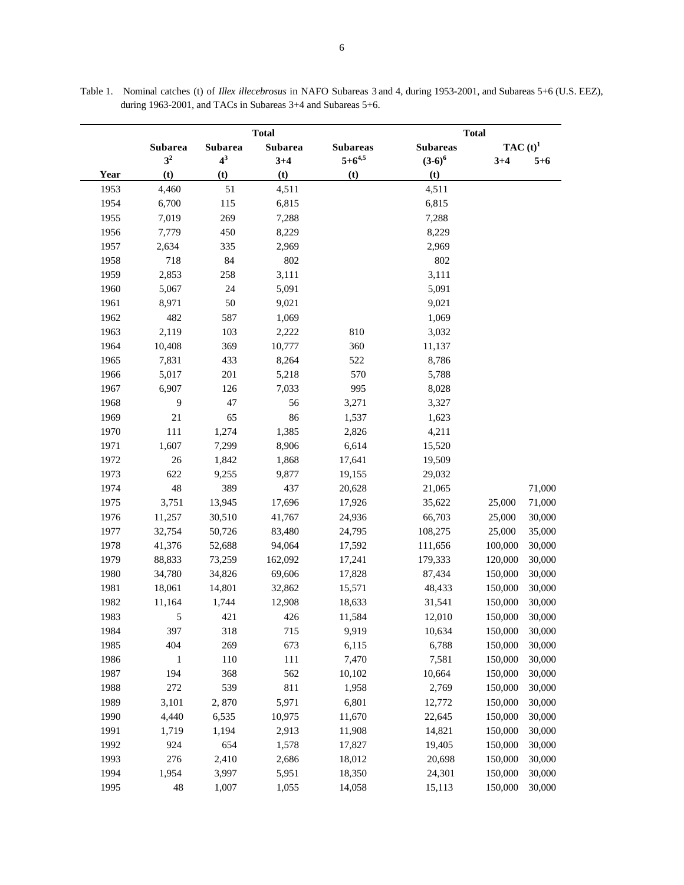Table 1. Nominal catches (t) of *Illex illecebrosus* in NAFO Subareas 3 and 4, during 1953-2001, and Subareas 5+6 (U.S. EEZ), during 1963-2001, and TACs in Subareas 3+4 and Subareas 5+6.

| | | | Total | | Total | | |
|---|---|---|---|---|---|---|---|
| | Subarea | Subarea | Subarea | Subareas | Subareas | TAC (t)[1] | |
| | 3[2] | 4[3] | 3+4 | 5+6[4,5] | (3-6)[6] | 3+4 | 5+6 |
| Year | (t) | (t) | (t) | (t) | (t) | | |
| 1953 | 4,460 | 51 | 4,511 | | 4,511 | | |
| 1954 | 6,700 | 115 | 6,815 | | 6,815 | | |
| 1955 | 7,019 | 269 | 7,288 | | 7,288 | | |
| 1956 | 7,779 | 450 | 8,229 | | 8,229 | | |
| 1957 | 2,634 | 335 | 2,969 | | 2,969 | | |
| 1958 | 718 | 84 | 802 | | 802 | | |
| 1959 | 2,853 | 258 | 3,111 | | 3,111 | | |
| 1960 | 5,067 | 24 | 5,091 | | 5,091 | | |
| 1961 | 8,971 | 50 | 9,021 | | 9,021 | | |
| 1962 | 482 | 587 | 1,069 | | 1,069 | | |
| 1963 | 2,119 | 103 | 2,222 | 810 | 3,032 | | |
| 1964 | 10,408 | 369 | 10,777 | 360 | 11,137 | | |
| 1965 | 7,831 | 433 | 8,264 | 522 | 8,786 | | |
| 1966 | 5,017 | 201 | 5,218 | 570 | 5,788 | | |
| 1967 | 6,907 | 126 | 7,033 | 995 | 8,028 | | |
| 1968 | 9 | 47 | 56 | 3,271 | 3,327 | | |
| 1969 | 21 | 65 | 86 | 1,537 | 1,623 | | |
| 1970 | 111 | 1,274 | 1,385 | 2,826 | 4,211 | | |
| 1971 | 1,607 | 7,299 | 8,906 | 6,614 | 15,520 | | |
| 1972 | 26 | 1,842 | 1,868 | 17,641 | 19,509 | | |
| 1973 | 622 | 9,255 | 9,877 | 19,155 | 29,032 | | |
| 1974 | 48 | 389 | 437 | 20,628 | 21,065 | | 71,000 |
| 1975 | 3,751 | 13,945 | 17,696 | 17,926 | 35,622 | 25,000 | 71,000 |
| 1976 | 11,257 | 30,510 | 41,767 | 24,936 | 66,703 | 25,000 | 30,000 |
| 1977 | 32,754 | 50,726 | 83,480 | 24,795 | 108,275 | 25,000 | 35,000 |
| 1978 | 41,376 | 52,688 | 94,064 | 17,592 | 111,656 | 100,000 | 30,000 |
| 1979 | 88,833 | 73,259 | 162,092 | 17,241 | 179,333 | 120,000 | 30,000 |
| 1980 | 34,780 | 34,826 | 69,606 | 17,828 | 87,434 | 150,000 | 30,000 |
| 1981 | 18,061 | 14,801 | 32,862 | 15,571 | 48,433 | 150,000 | 30,000 |
| 1982 | 11,164 | 1,744 | 12,908 | 18,633 | 31,541 | 150,000 | 30,000 |
| 1983 | 5 | 421 | 426 | 11,584 | 12,010 | 150,000 | 30,000 |
| 1984 | 397 | 318 | 715 | 9,919 | 10,634 | 150,000 | 30,000 |
| 1985 | 404 | 269 | 673 | 6,115 | 6,788 | 150,000 | 30,000 |
| 1986 | 1 | 110 | 111 | 7,470 | 7,581 | 150,000 | 30,000 |
| 1987 | 194 | 368 | 562 | 10,102 | 10,664 | 150,000 | 30,000 |
| 1988 | 272 | 539 | 811 | 1,958 | 2,769 | 150,000 | 30,000 |
| 1989 | 3,101 | 2, 870 | 5,971 | 6,801 | 12,772 | 150,000 | 30,000 |
| 1990 | 4,440 | 6,535 | 10,975 | 11,670 | 22,645 | 150,000 | 30,000 |
| 1991 | 1,719 | 1,194 | 2,913 | 11,908 | 14,821 | 150,000 | 30,000 |
| 1992 | 924 | 654 | 1,578 | 17,827 | 19,405 | 150,000 | 30,000 |
| 1993 | 276 | 2,410 | 2,686 | 18,012 | 20,698 | 150,000 | 30,000 |
| 1994 | 1,954 | 3,997 | 5,951 | 18,350 | 24,301 | 150,000 | 30,000 |
| 1995 | 48 | 1,007 | 1,055 | 14,058 | 15,113 | 150,000 | 30,000 |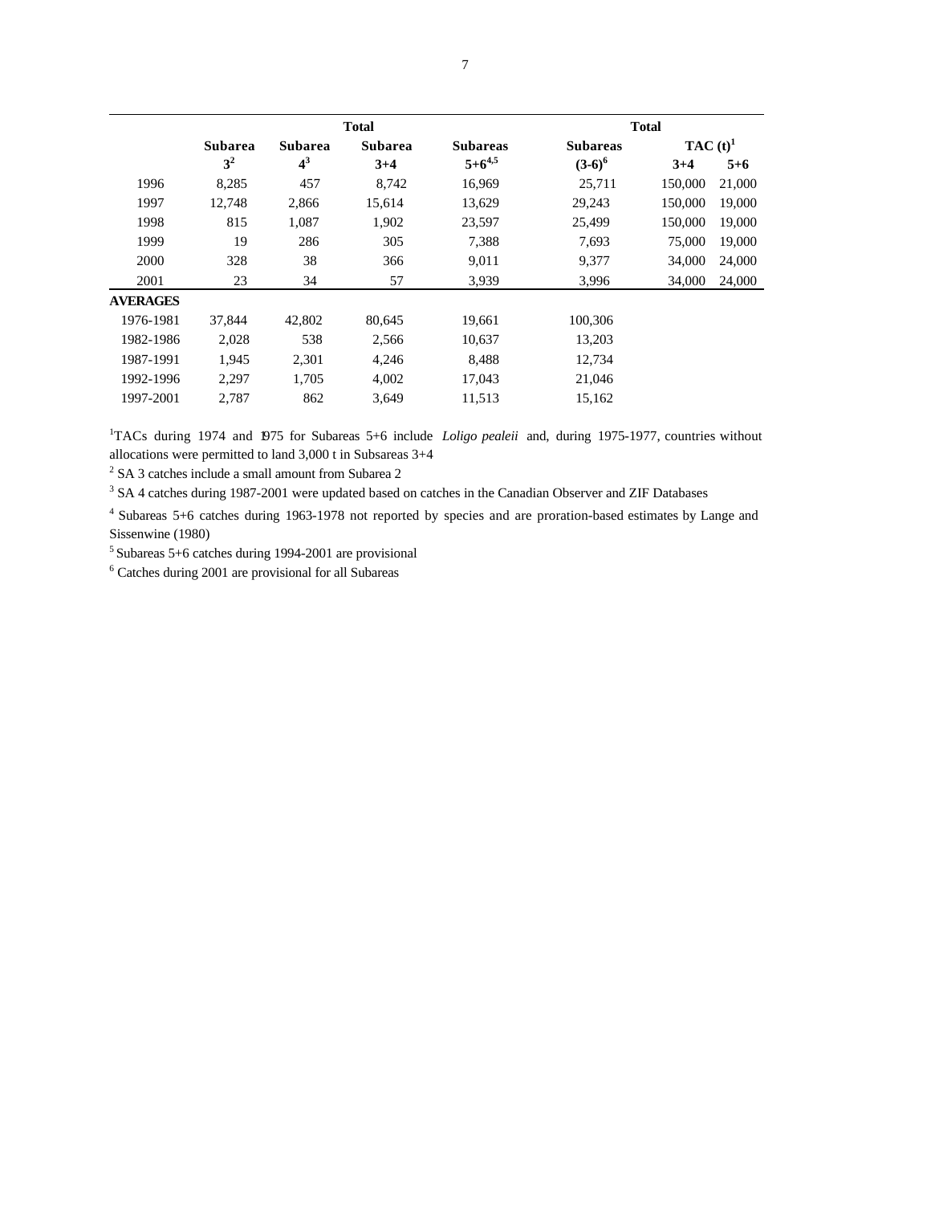| | Subarea 3[2] | Subarea 4[3] | Total Subarea 3+4 | Subareas 5+6[4,5] | Total Subareas (3-6)[6] | TAC (t)[1] 3+4 | TAC (t)[1] 5+6 |
|---|---|---|---|---|---|---|---|
| 1996 | 8,285 | 457 | 8,742 | 16,969 | 25,711 | 150,000 | 21,000 |
| 1997 | 12,748 | 2,866 | 15,614 | 13,629 | 29,243 | 150,000 | 19,000 |
| 1998 | 815 | 1,087 | 1,902 | 23,597 | 25,499 | 150,000 | 19,000 |
| 1999 | 19 | 286 | 305 | 7,388 | 7,693 | 75,000 | 19,000 |
| 2000 | 328 | 38 | 366 | 9,011 | 9,377 | 34,000 | 24,000 |
| 2001 | 23 | 34 | 57 | 3,939 | 3,996 | 34,000 | 24,000 |
| **AVERAGES** | | | | | | | |
| 1976-1981 | 37,844 | 42,802 | 80,645 | 19,661 | 100,306 | | |
| 1982-1986 | 2,028 | 538 | 2,566 | 10,637 | 13,203 | | |
| 1987-1991 | 1,945 | 2,301 | 4,246 | 8,488 | 12,734 | | |
| 1992-1996 | 2,297 | 1,705 | 4,002 | 17,043 | 21,046 | | |
| 1997-2001 | 2,787 | 862 | 3,649 | 11,513 | 15,162 | | |

[1]TACs during 1974 and 1975 for Subareas 5+6 include *Loligo pealeii* and, during 1975-1977, countries without allocations were permitted to land 3,000 t in Subsareas 3+4

[2] SA 3 catches include a small amount from Subarea 2

[3] SA 4 catches during 1987-2001 were updated based on catches in the Canadian Observer and ZIF Databases

[4] Subareas 5+6 catches during 1963-1978 not reported by species and are proration-based estimates by Lange and Sissenwine (1980)

[5] Subareas 5+6 catches during 1994-2001 are provisional

[6] Catches during 2001 are provisional for all Subareas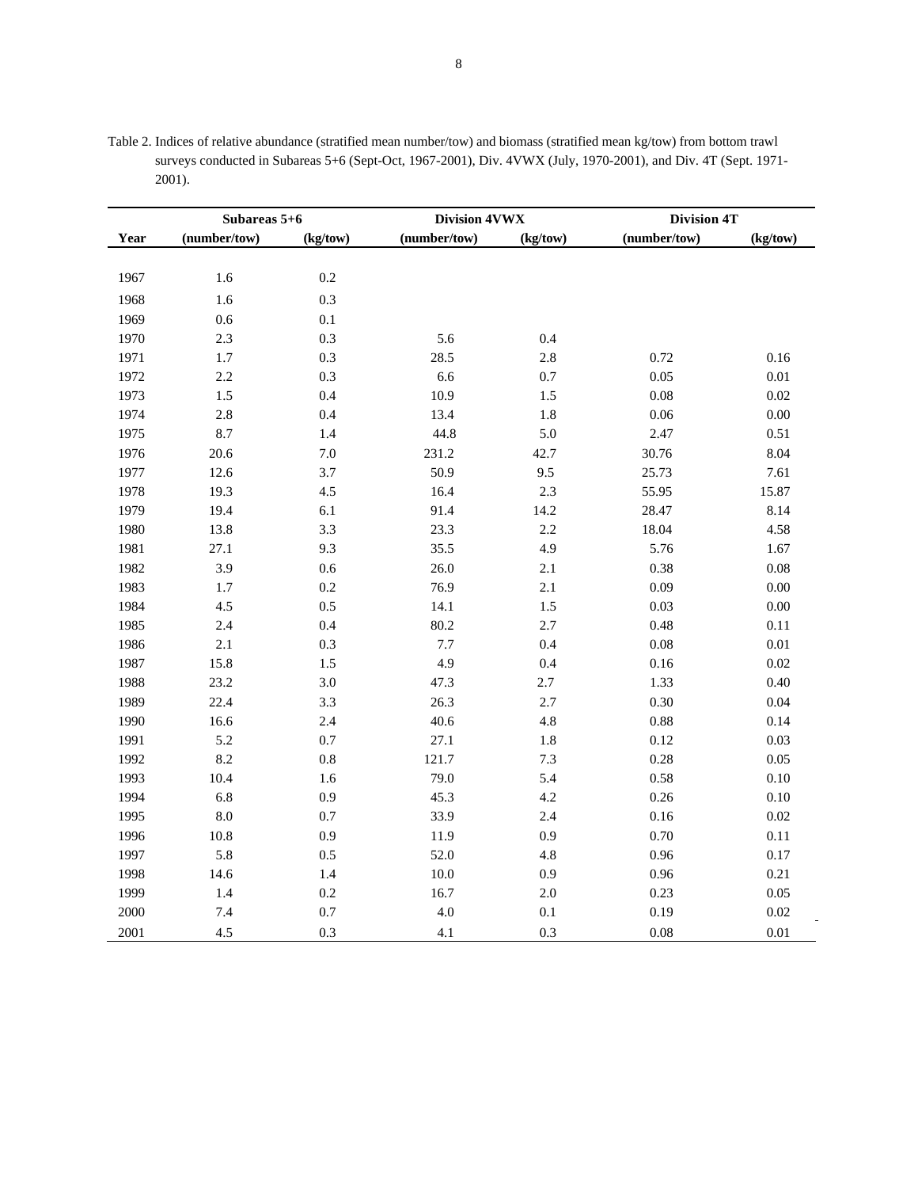Table 2. Indices of relative abundance (stratified mean number/tow) and biomass (stratified mean kg/tow) from bottom trawl surveys conducted in Subareas 5+6 (Sept-Oct, 1967-2001), Div. 4VWX (July, 1970-2001), and Div. 4T (Sept. 1971-2001).

| | Subareas 5+6 | | Division 4VWX | | Division 4T | |
|---|---|---|---|---|---|---|
| **Year** | **(number/tow)** | **(kg/tow)** | **(number/tow)** | **(kg/tow)** | **(number/tow)** | **(kg/tow)** |
| 1967 | 1.6 | 0.2 | | | | |
| 1968 | 1.6 | 0.3 | | | | |
| 1969 | 0.6 | 0.1 | | | | |
| 1970 | 2.3 | 0.3 | 5.6 | 0.4 | | |
| 1971 | 1.7 | 0.3 | 28.5 | 2.8 | 0.72 | 0.16 |
| 1972 | 2.2 | 0.3 | 6.6 | 0.7 | 0.05 | 0.01 |
| 1973 | 1.5 | 0.4 | 10.9 | 1.5 | 0.08 | 0.02 |
| 1974 | 2.8 | 0.4 | 13.4 | 1.8 | 0.06 | 0.00 |
| 1975 | 8.7 | 1.4 | 44.8 | 5.0 | 2.47 | 0.51 |
| 1976 | 20.6 | 7.0 | 231.2 | 42.7 | 30.76 | 8.04 |
| 1977 | 12.6 | 3.7 | 50.9 | 9.5 | 25.73 | 7.61 |
| 1978 | 19.3 | 4.5 | 16.4 | 2.3 | 55.95 | 15.87 |
| 1979 | 19.4 | 6.1 | 91.4 | 14.2 | 28.47 | 8.14 |
| 1980 | 13.8 | 3.3 | 23.3 | 2.2 | 18.04 | 4.58 |
| 1981 | 27.1 | 9.3 | 35.5 | 4.9 | 5.76 | 1.67 |
| 1982 | 3.9 | 0.6 | 26.0 | 2.1 | 0.38 | 0.08 |
| 1983 | 1.7 | 0.2 | 76.9 | 2.1 | 0.09 | 0.00 |
| 1984 | 4.5 | 0.5 | 14.1 | 1.5 | 0.03 | 0.00 |
| 1985 | 2.4 | 0.4 | 80.2 | 2.7 | 0.48 | 0.11 |
| 1986 | 2.1 | 0.3 | 7.7 | 0.4 | 0.08 | 0.01 |
| 1987 | 15.8 | 1.5 | 4.9 | 0.4 | 0.16 | 0.02 |
| 1988 | 23.2 | 3.0 | 47.3 | 2.7 | 1.33 | 0.40 |
| 1989 | 22.4 | 3.3 | 26.3 | 2.7 | 0.30 | 0.04 |
| 1990 | 16.6 | 2.4 | 40.6 | 4.8 | 0.88 | 0.14 |
| 1991 | 5.2 | 0.7 | 27.1 | 1.8 | 0.12 | 0.03 |
| 1992 | 8.2 | 0.8 | 121.7 | 7.3 | 0.28 | 0.05 |
| 1993 | 10.4 | 1.6 | 79.0 | 5.4 | 0.58 | 0.10 |
| 1994 | 6.8 | 0.9 | 45.3 | 4.2 | 0.26 | 0.10 |
| 1995 | 8.0 | 0.7 | 33.9 | 2.4 | 0.16 | 0.02 |
| 1996 | 10.8 | 0.9 | 11.9 | 0.9 | 0.70 | 0.11 |
| 1997 | 5.8 | 0.5 | 52.0 | 4.8 | 0.96 | 0.17 |
| 1998 | 14.6 | 1.4 | 10.0 | 0.9 | 0.96 | 0.21 |
| 1999 | 1.4 | 0.2 | 16.7 | 2.0 | 0.23 | 0.05 |
| 2000 | 7.4 | 0.7 | 4.0 | 0.1 | 0.19 | 0.02 |
| 2001 | 4.5 | 0.3 | 4.1 | 0.3 | 0.08 | 0.01 |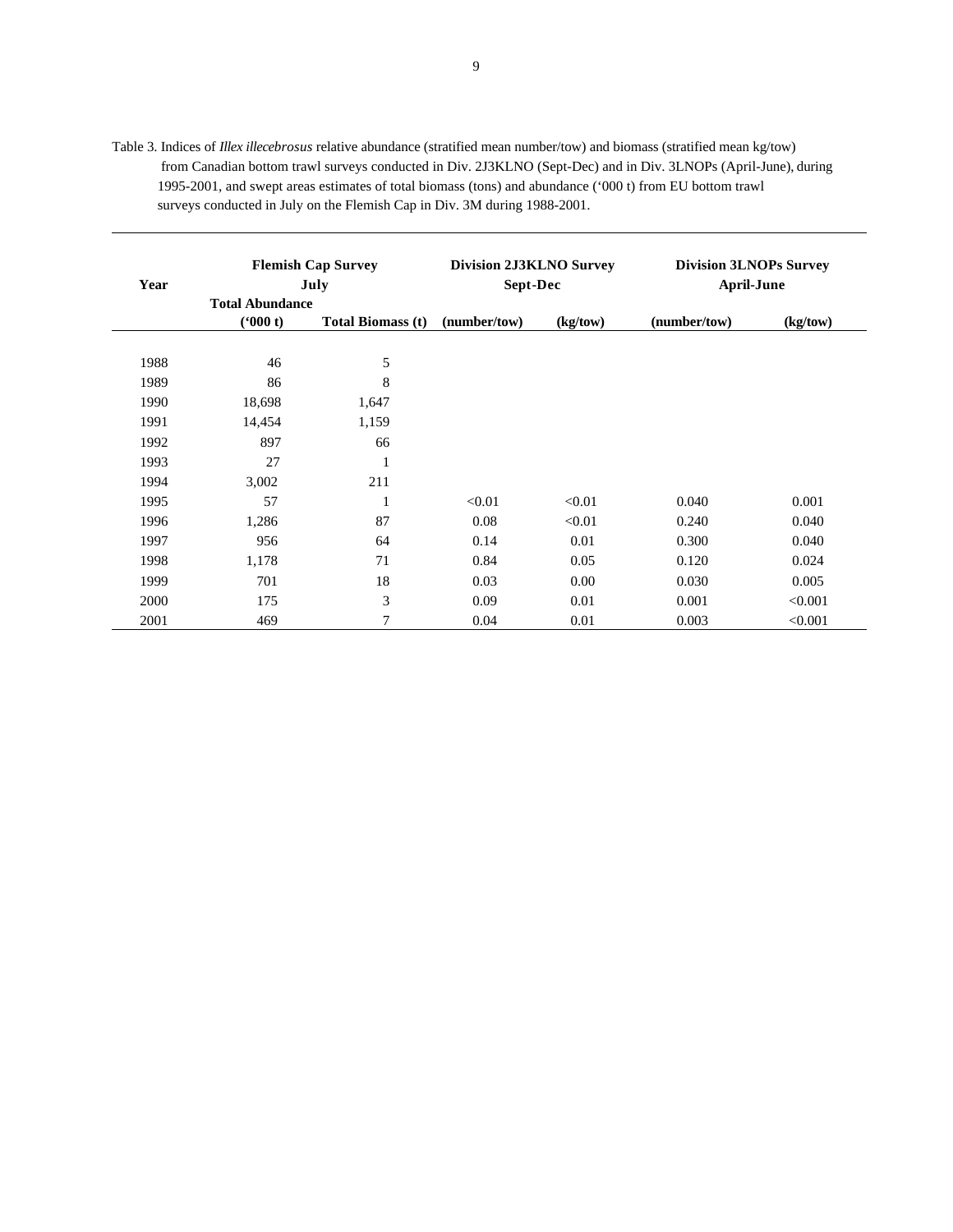Table 3. Indices of *Illex illecebrosus* relative abundance (stratified mean number/tow) and biomass (stratified mean kg/tow) from Canadian bottom trawl surveys conducted in Div. 2J3KLNO (Sept-Dec) and in Div. 3LNOPs (April-June), during 1995-2001, and swept areas estimates of total biomass (tons) and abundance ('000 t) from EU bottom trawl surveys conducted in July on the Flemish Cap in Div. 3M during 1988-2001.

| Year | Flemish Cap Survey July | | Division 2J3KLNO Survey Sept-Dec | | Division 3LNOPs Survey April-June | |
|---|---|---|---|---|---|---|
| | Total Abundance ('000 t) | Total Biomass (t) | (number/tow) | (kg/tow) | (number/tow) | (kg/tow) |
| 1988 | 46 | 5 | | | | |
| 1989 | 86 | 8 | | | | |
| 1990 | 18,698 | 1,647 | | | | |
| 1991 | 14,454 | 1,159 | | | | |
| 1992 | 897 | 66 | | | | |
| 1993 | 27 | 1 | | | | |
| 1994 | 3,002 | 211 | | | | |
| 1995 | 57 | 1 | <0.01 | <0.01 | 0.040 | 0.001 |
| 1996 | 1,286 | 87 | 0.08 | <0.01 | 0.240 | 0.040 |
| 1997 | 956 | 64 | 0.14 | 0.01 | 0.300 | 0.040 |
| 1998 | 1,178 | 71 | 0.84 | 0.05 | 0.120 | 0.024 |
| 1999 | 701 | 18 | 0.03 | 0.00 | 0.030 | 0.005 |
| 2000 | 175 | 3 | 0.09 | 0.01 | 0.001 | <0.001 |
| 2001 | 469 | 7 | 0.04 | 0.01 | 0.003 | <0.001 |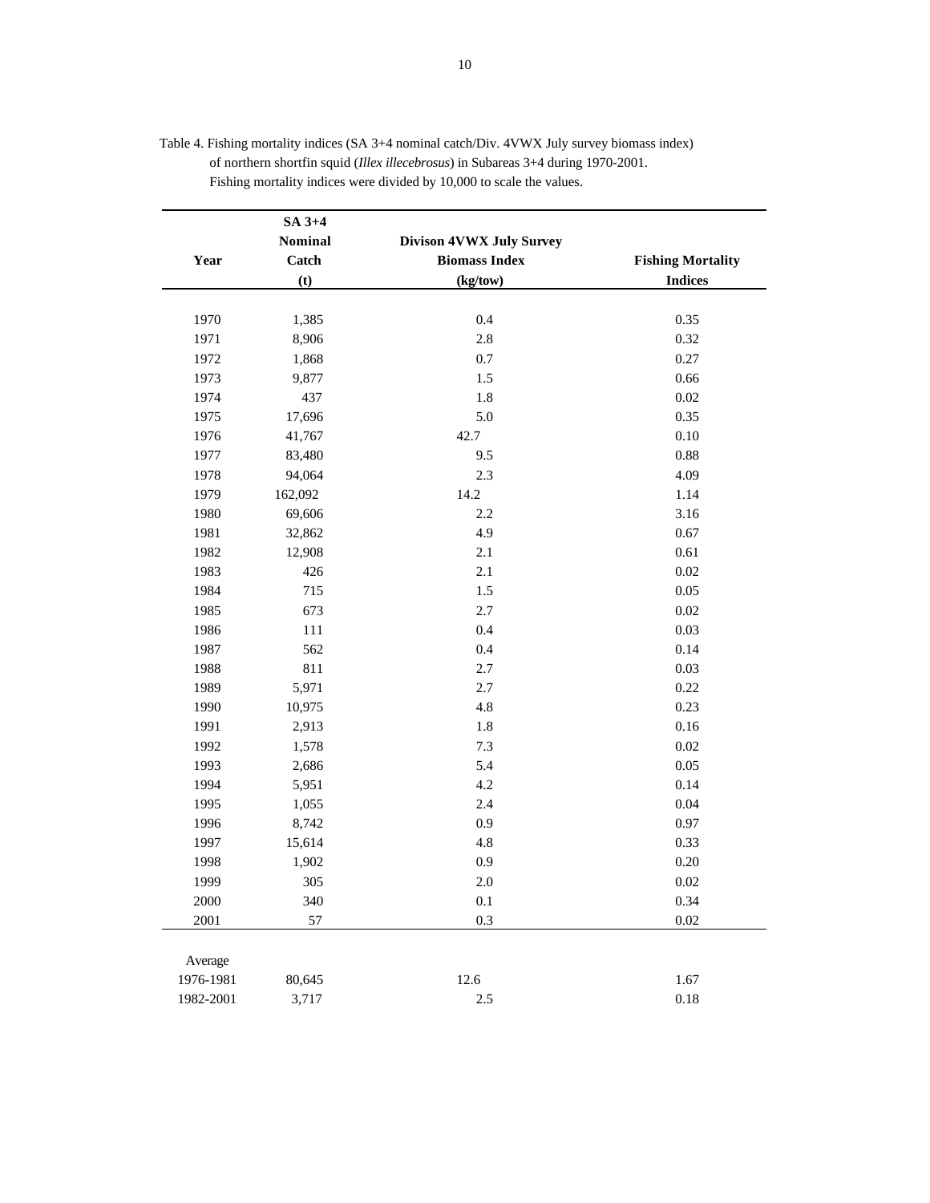Table 4. Fishing mortality indices (SA 3+4 nominal catch/Div. 4VWX July survey biomass index) of northern shortfin squid (*Illex illecebrosus*) in Subareas 3+4 during 1970-2001. Fishing mortality indices were divided by 10,000 to scale the values.

| Year | SA 3+4 Nominal Catch (t) | Divison 4VWX July Survey Biomass Index (kg/tow) | Fishing Mortality Indices |
|---|---|---|---|
| 1970 | 1,385 | 0.4 | 0.35 |
| 1971 | 8,906 | 2.8 | 0.32 |
| 1972 | 1,868 | 0.7 | 0.27 |
| 1973 | 9,877 | 1.5 | 0.66 |
| 1974 | 437 | 1.8 | 0.02 |
| 1975 | 17,696 | 5.0 | 0.35 |
| 1976 | 41,767 | 42.7 | 0.10 |
| 1977 | 83,480 | 9.5 | 0.88 |
| 1978 | 94,064 | 2.3 | 4.09 |
| 1979 | 162,092 | 14.2 | 1.14 |
| 1980 | 69,606 | 2.2 | 3.16 |
| 1981 | 32,862 | 4.9 | 0.67 |
| 1982 | 12,908 | 2.1 | 0.61 |
| 1983 | 426 | 2.1 | 0.02 |
| 1984 | 715 | 1.5 | 0.05 |
| 1985 | 673 | 2.7 | 0.02 |
| 1986 | 111 | 0.4 | 0.03 |
| 1987 | 562 | 0.4 | 0.14 |
| 1988 | 811 | 2.7 | 0.03 |
| 1989 | 5,971 | 2.7 | 0.22 |
| 1990 | 10,975 | 4.8 | 0.23 |
| 1991 | 2,913 | 1.8 | 0.16 |
| 1992 | 1,578 | 7.3 | 0.02 |
| 1993 | 2,686 | 5.4 | 0.05 |
| 1994 | 5,951 | 4.2 | 0.14 |
| 1995 | 1,055 | 2.4 | 0.04 |
| 1996 | 8,742 | 0.9 | 0.97 |
| 1997 | 15,614 | 4.8 | 0.33 |
| 1998 | 1,902 | 0.9 | 0.20 |
| 1999 | 305 | 2.0 | 0.02 |
| 2000 | 340 | 0.1 | 0.34 |
| 2001 | 57 | 0.3 | 0.02 |
| Average | | | |
| 1976-1981 | 80,645 | 12.6 | 1.67 |
| 1982-2001 | 3,717 | 2.5 | 0.18 |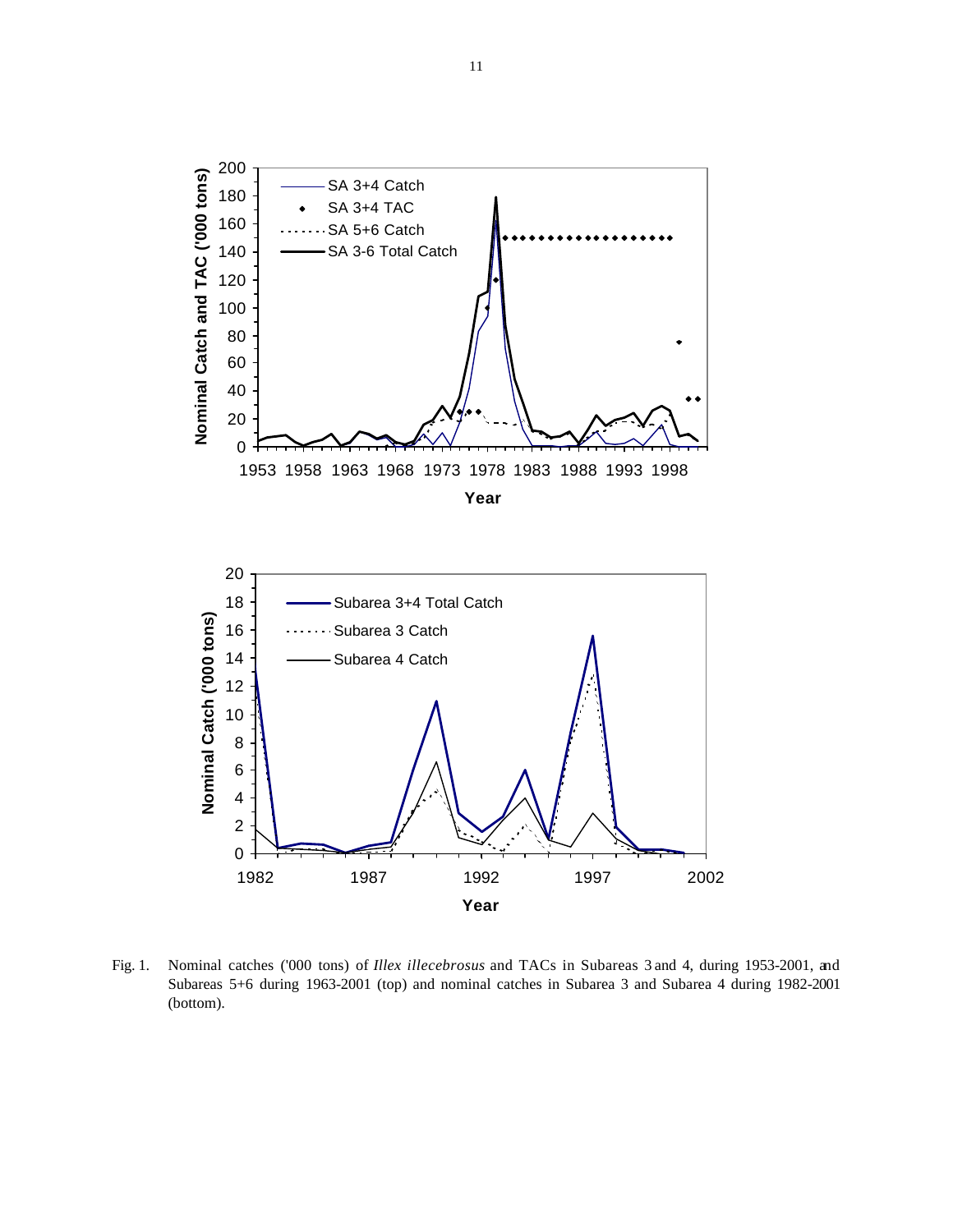Fig. 1. Nominal catches ('000 tons) of *Illex illecebrosus* and TACs in Subareas 3 and 4, during 1953-2001, and Subareas 5+6 during 1963-2001 (top) and nominal catches in Subarea 3 and Subarea 4 during 1982-2001 (bottom).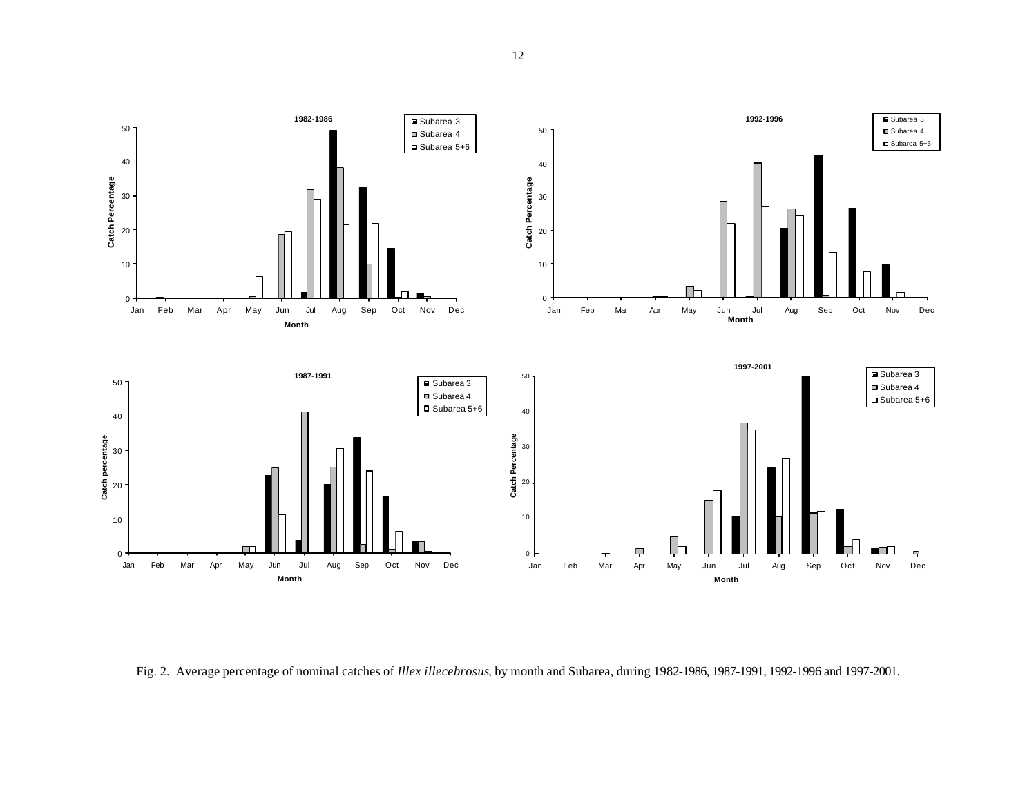Fig. 2. Average percentage of nominal catches of *Illex illecebrosus*, by month and Subarea, during 1982-1986, 1987-1991, 1992-1996 and 1997-2001.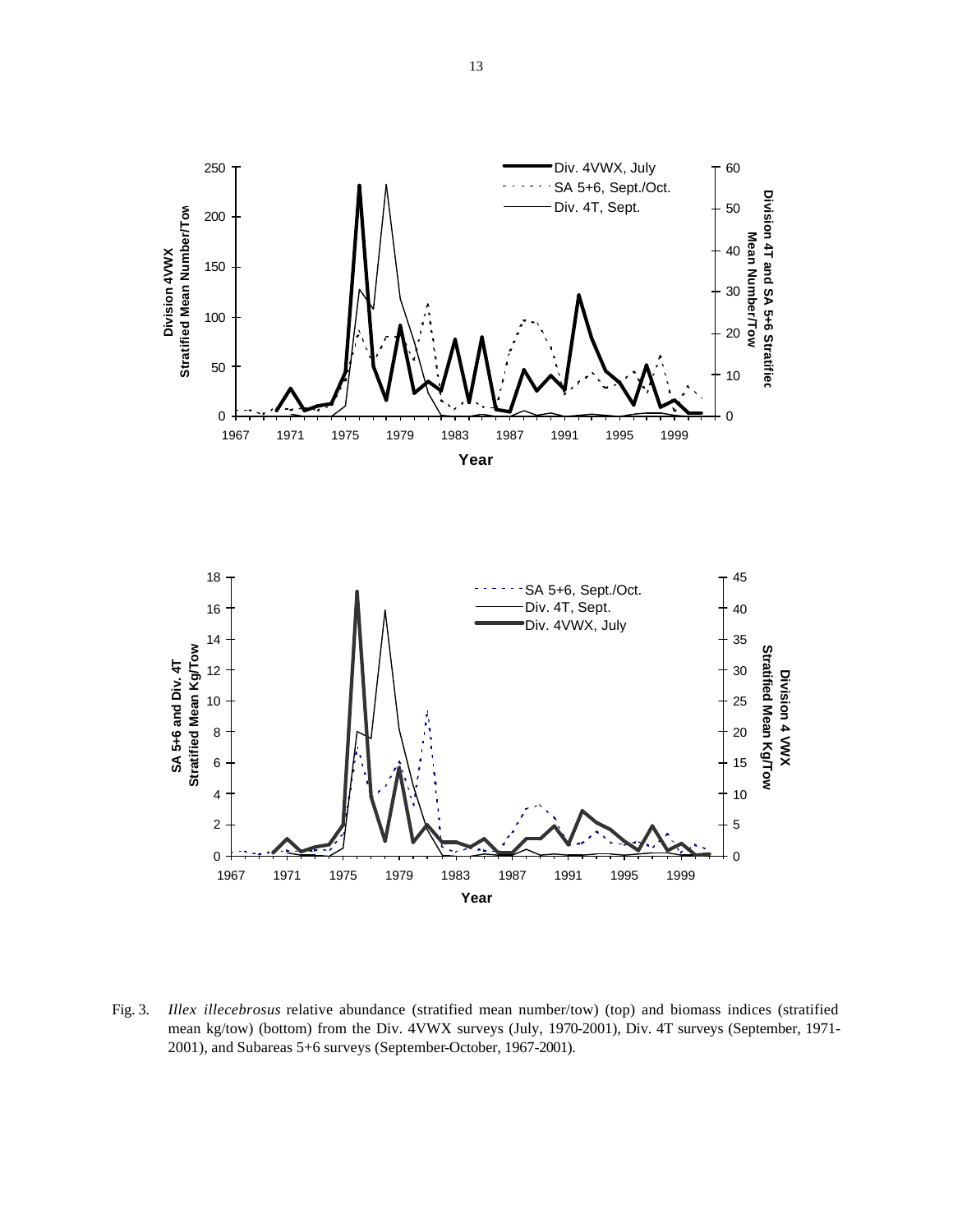Fig. 3. *Illex illecebrosus* relative abundance (stratified mean number/tow) (top) and biomass indices (stratified mean kg/tow) (bottom) from the Div. 4VWX surveys (July, 1970-2001), Div. 4T surveys (September, 1971-2001), and Subareas 5+6 surveys (September-October, 1967-2001).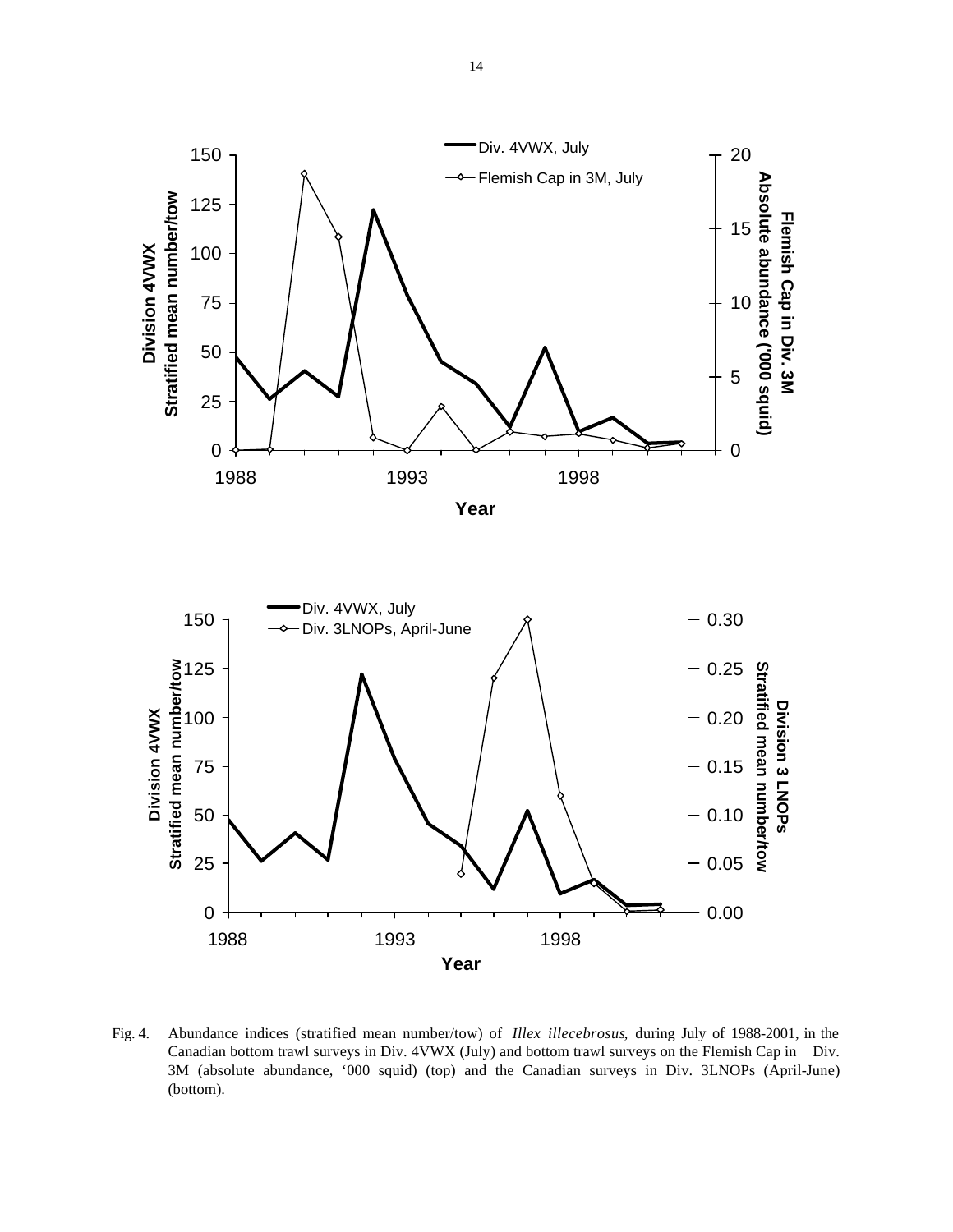Fig. 4. Abundance indices (stratified mean number/tow) of *Illex illecebrosus*, during July of 1988-2001, in the Canadian bottom trawl surveys in Div. 4VWX (July) and bottom trawl surveys on the Flemish Cap in Div. 3M (absolute abundance, '000 squid) (top) and the Canadian surveys in Div. 3LNOPs (April-June) (bottom).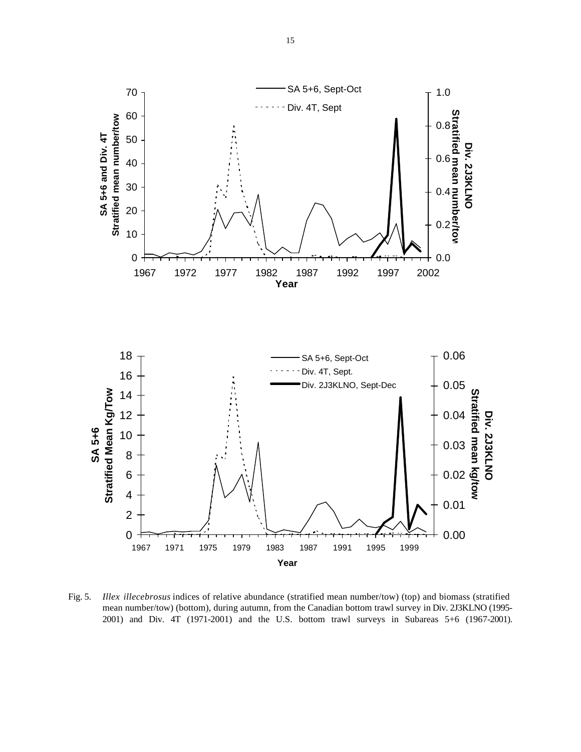Fig. 5. *Illex illecebrosus* indices of relative abundance (stratified mean number/tow) (top) and biomass (stratified mean number/tow) (bottom), during autumn, from the Canadian bottom trawl survey in Div. 2J3KLNO (1995-2001) and Div. 4T (1971-2001) and the U.S. bottom trawl surveys in Subareas 5+6 (1967-2001).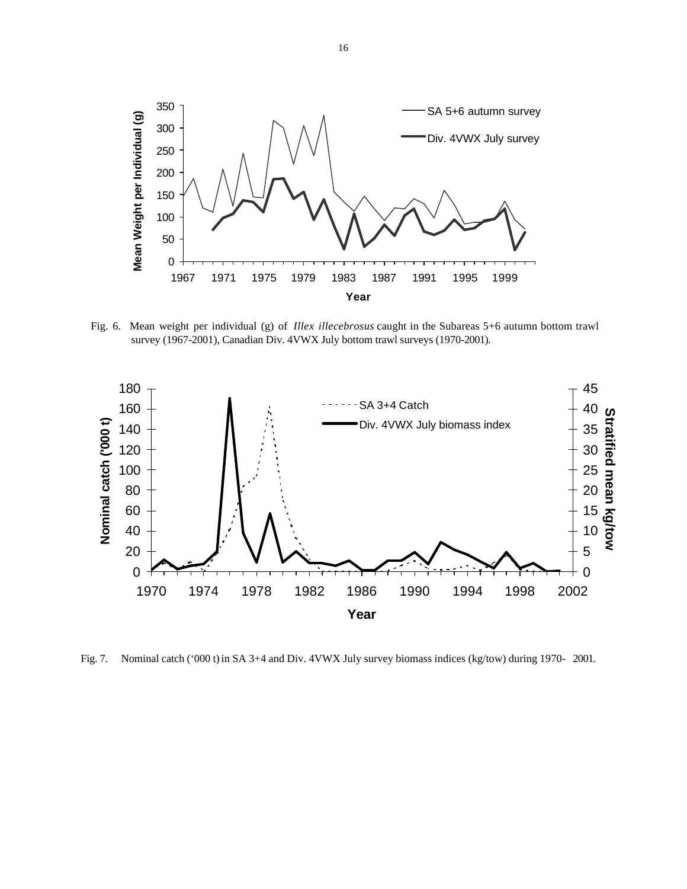Fig. 6. Mean weight per individual (g) of *Illex illecebrosus* caught in the Subareas 5+6 autumn bottom trawl survey (1967-2001), Canadian Div. 4VWX July bottom trawl surveys (1970-2001).

Fig. 7. Nominal catch ('000 t) in SA 3+4 and Div. 4VWX July survey biomass indices (kg/tow) during 1970- 2001.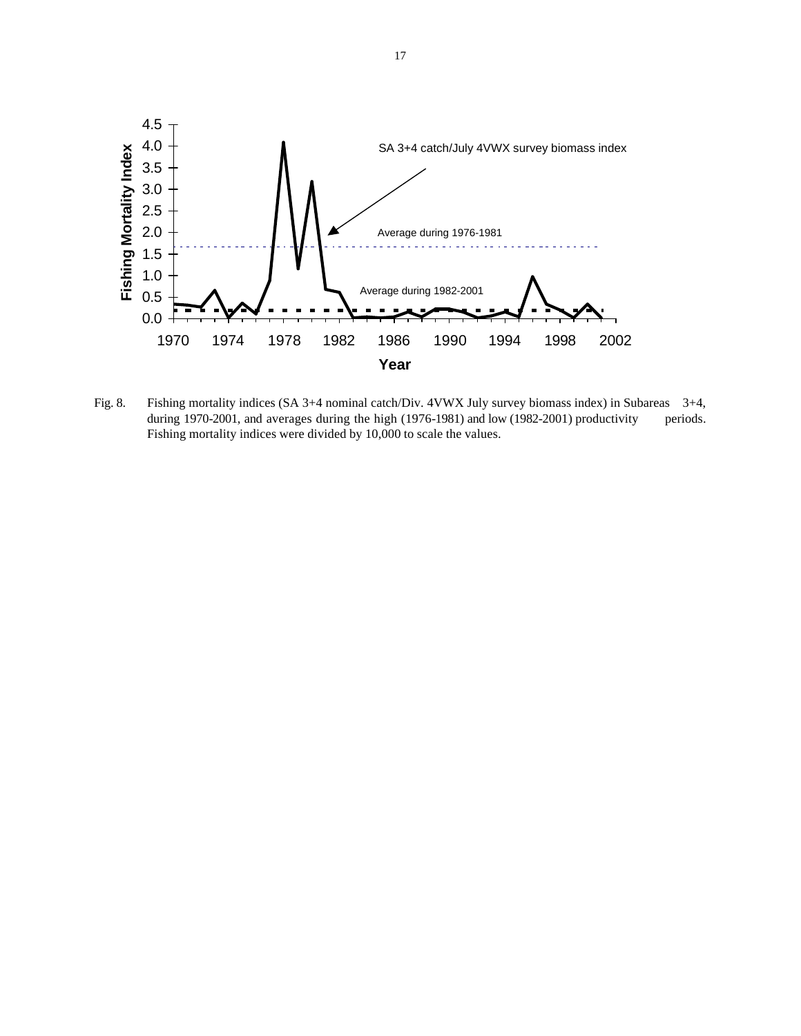4.5
4.0
3.5
3.0
2.5
2.0
1.5
1.0
0.5
0.0

Fishing Mortality Index

SA 3+4 catch/July 4VWX survey biomass index

Average during 1976-1981

Average during 1982-2001

1970 1974 1978 1982 1986 1990 1994 1998 2002

Year

Fig. 8. Fishing mortality indices (SA 3+4 nominal catch/Div. 4VWX July survey biomass index) in Subareas 3+4, during 1970-2001, and averages during the high (1976-1981) and low (1982-2001) productivity periods. Fishing mortality indices were divided by 10,000 to scale the values.